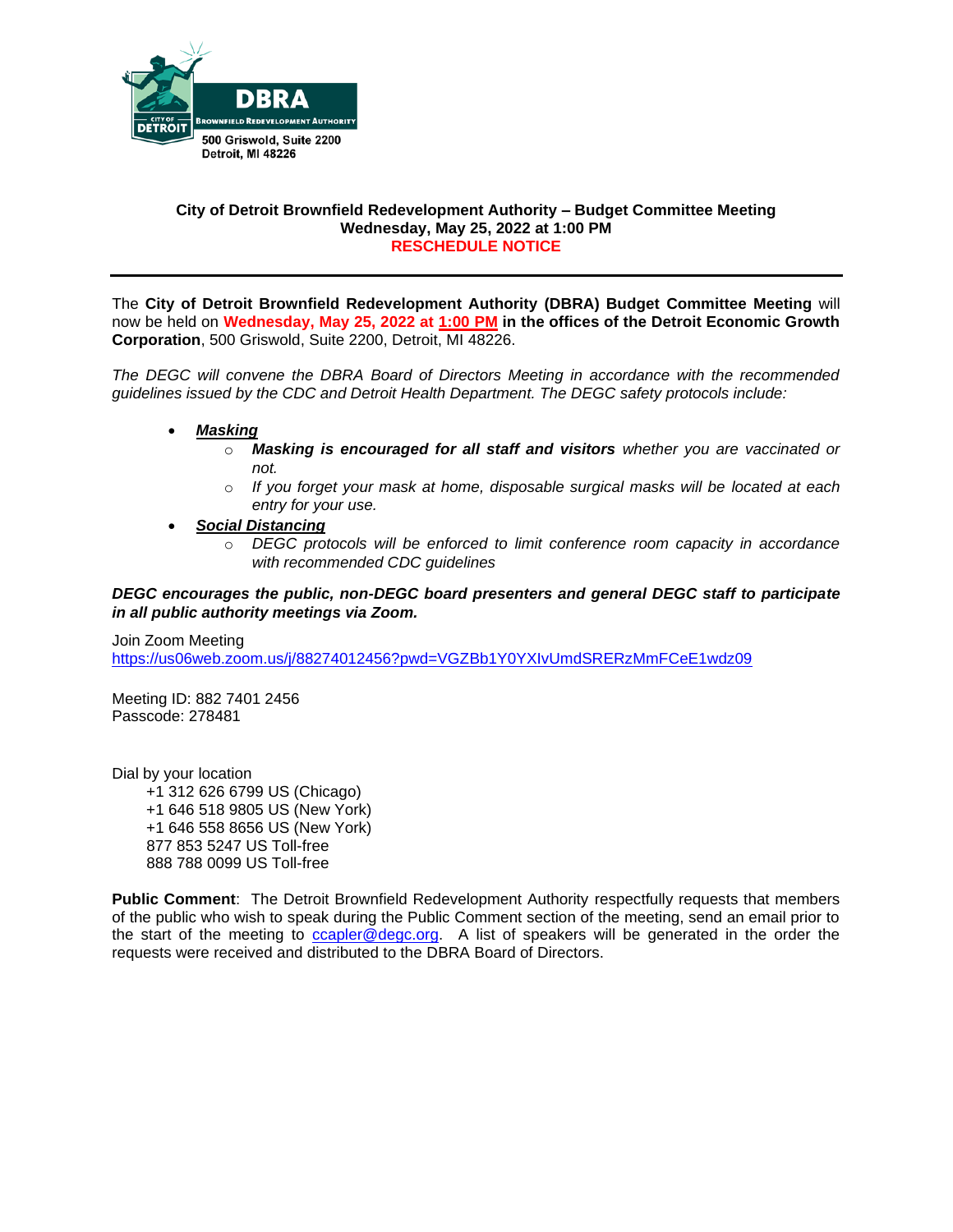DBRA
Brownfield Redevelopment Authority
City of Detroit

500 Griswold, Suite 2200
Detroit, MI 48226

## City of Detroit Brownfield Redevelopment Authority – Budget Committee Meeting
## Wednesday, May 25, 2022 at 1:00 PM
## RESCHEDULE NOTICE

---

The **City of Detroit Brownfield Redevelopment Authority (DBRA) Budget Committee Meeting** will now be held on **Wednesday, May 25, 2022 at <u>1:00 PM</u> in the offices of the Detroit Economic Growth Corporation**, 500 Griswold, Suite 2200, Detroit, MI 48226.

*The DEGC will convene the DBRA Board of Directors Meeting in accordance with the recommended guidelines issued by the CDC and Detroit Health Department. The DEGC safety protocols include:*

- ***<u>Masking</u>***
  - ***Masking is encouraged for all staff and visitors** whether you are vaccinated or not.*
  - *If you forget your mask at home, disposable surgical masks will be located at each entry for your use.*
- ***<u>Social Distancing</u>***
  - *DEGC protocols will be enforced to limit conference room capacity in accordance with recommended CDC guidelines*

***DEGC encourages the public, non-DEGC board presenters and general DEGC staff to participate in all public authority meetings via Zoom.***

Join Zoom Meeting
https://us06web.zoom.us/j/88274012456?pwd=VGZBb1Y0YXIvUmdSRERzMmFCeE1wdz09

Meeting ID: 882 7401 2456
Passcode: 278481

Dial by your location
+1 312 626 6799 US (Chicago)
+1 646 518 9805 US (New York)
+1 646 558 8656 US (New York)
877 853 5247 US Toll-free
888 788 0099 US Toll-free

**Public Comment**: The Detroit Brownfield Redevelopment Authority respectfully requests that members of the public who wish to speak during the Public Comment section of the meeting, send an email prior to the start of the meeting to ccapler@degc.org. A list of speakers will be generated in the order the requests were received and distributed to the DBRA Board of Directors.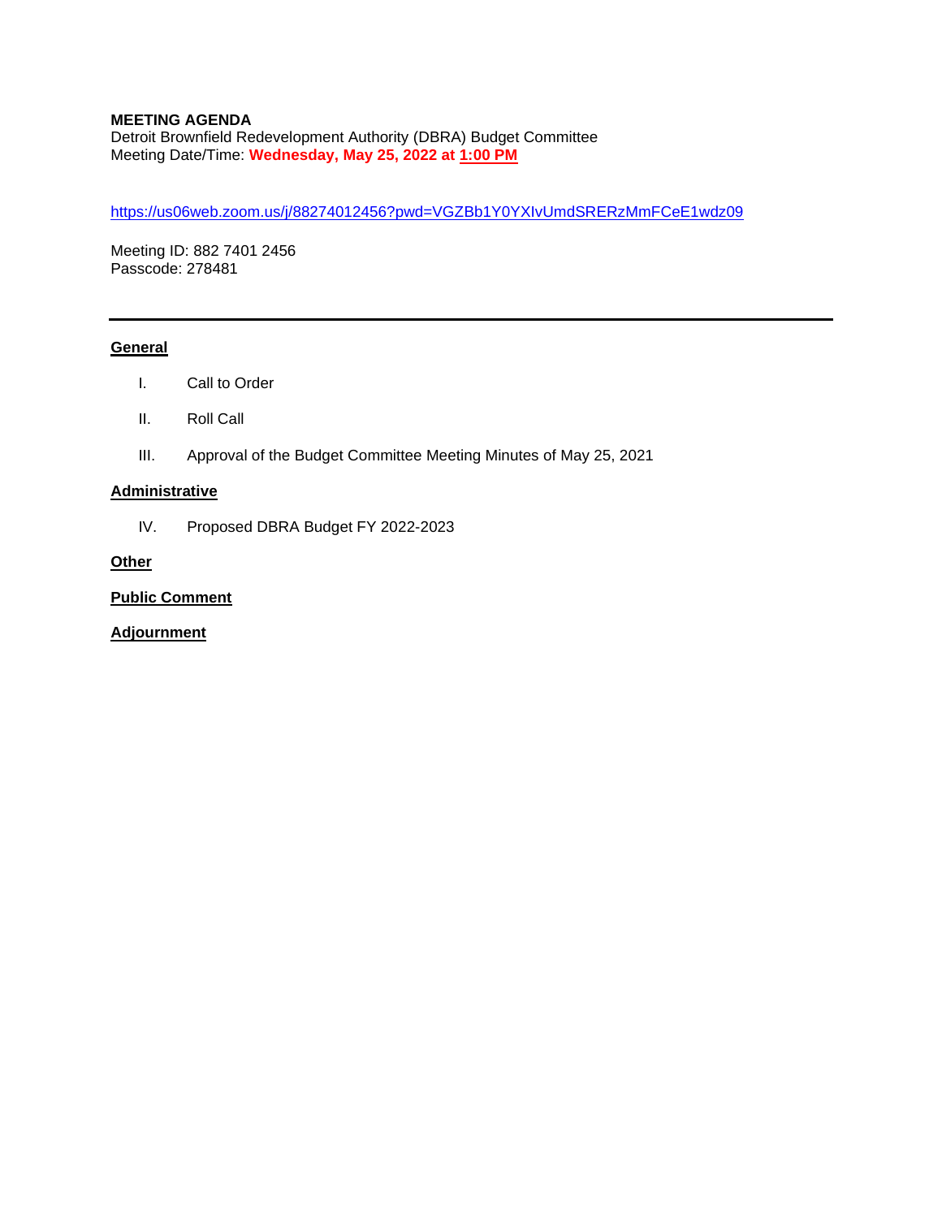**MEETING AGENDA**
Detroit Brownfield Redevelopment Authority (DBRA) Budget Committee
Meeting Date/Time: **Wednesday, May 25, 2022 at 1:00 PM**

https://us06web.zoom.us/j/88274012456?pwd=VGZBb1Y0YXlvUmdSRERzMmFCeE1wdz09

Meeting ID: 882 7401 2456
Passcode: 278481

---

**General**

I. Call to Order

II. Roll Call

III. Approval of the Budget Committee Meeting Minutes of May 25, 2021

**Administrative**

IV. Proposed DBRA Budget FY 2022-2023

**Other**

**Public Comment**

**Adjournment**